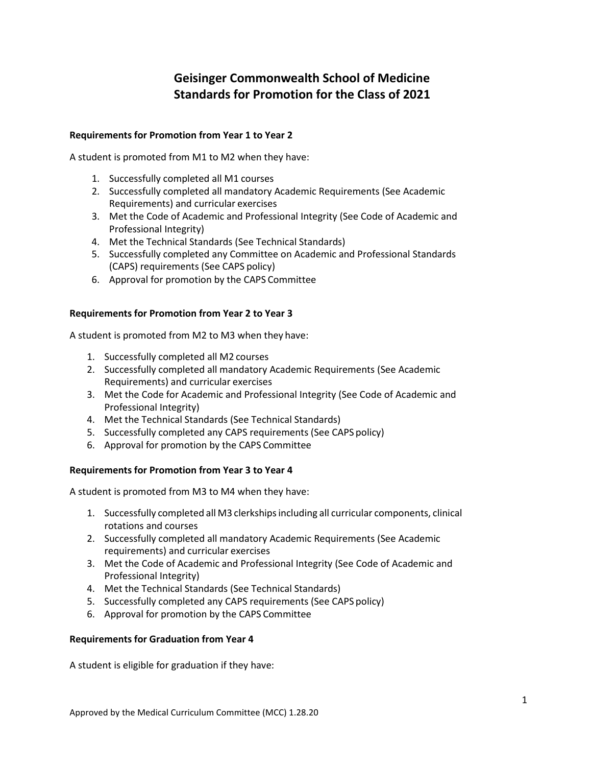# Geisinger Commonwealth School of Medicine
# Standards for Promotion for the Class of 2021

**Requirements for Promotion from Year 1 to Year 2**

A student is promoted from M1 to M2 when they have:

1. Successfully completed all M1 courses
2. Successfully completed all mandatory Academic Requirements (See Academic Requirements) and curricular exercises
3. Met the Code of Academic and Professional Integrity (See Code of Academic and Professional Integrity)
4. Met the Technical Standards (See Technical Standards)
5. Successfully completed any Committee on Academic and Professional Standards (CAPS) requirements (See CAPS policy)
6. Approval for promotion by the CAPS Committee

**Requirements for Promotion from Year 2 to Year 3**

A student is promoted from M2 to M3 when they have:

1. Successfully completed all M2 courses
2. Successfully completed all mandatory Academic Requirements (See Academic Requirements) and curricular exercises
3. Met the Code for Academic and Professional Integrity (See Code of Academic and Professional Integrity)
4. Met the Technical Standards (See Technical Standards)
5. Successfully completed any CAPS requirements (See CAPS policy)
6. Approval for promotion by the CAPS Committee

**Requirements for Promotion from Year 3 to Year 4**

A student is promoted from M3 to M4 when they have:

1. Successfully completed all M3 clerkships including all curricular components, clinical rotations and courses
2. Successfully completed all mandatory Academic Requirements (See Academic requirements) and curricular exercises
3. Met the Code of Academic and Professional Integrity (See Code of Academic and Professional Integrity)
4. Met the Technical Standards (See Technical Standards)
5. Successfully completed any CAPS requirements (See CAPS policy)
6. Approval for promotion by the CAPS Committee

**Requirements for Graduation from Year 4**

A student is eligible for graduation if they have: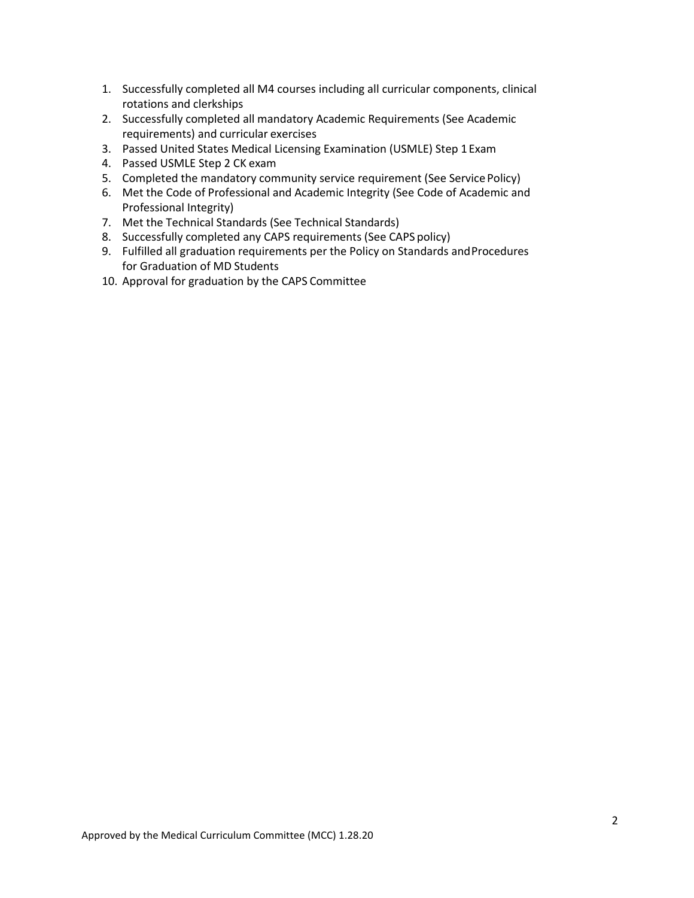1. Successfully completed all M4 courses including all curricular components, clinical rotations and clerkships
2. Successfully completed all mandatory Academic Requirements (See Academic requirements) and curricular exercises
3. Passed United States Medical Licensing Examination (USMLE) Step 1 Exam
4. Passed USMLE Step 2 CK exam
5. Completed the mandatory community service requirement (See Service Policy)
6. Met the Code of Professional and Academic Integrity (See Code of Academic and Professional Integrity)
7. Met the Technical Standards (See Technical Standards)
8. Successfully completed any CAPS requirements (See CAPS policy)
9. Fulfilled all graduation requirements per the Policy on Standards and Procedures for Graduation of MD Students
10. Approval for graduation by the CAPS Committee

Approved by the Medical Curriculum Committee (MCC) 1.28.20